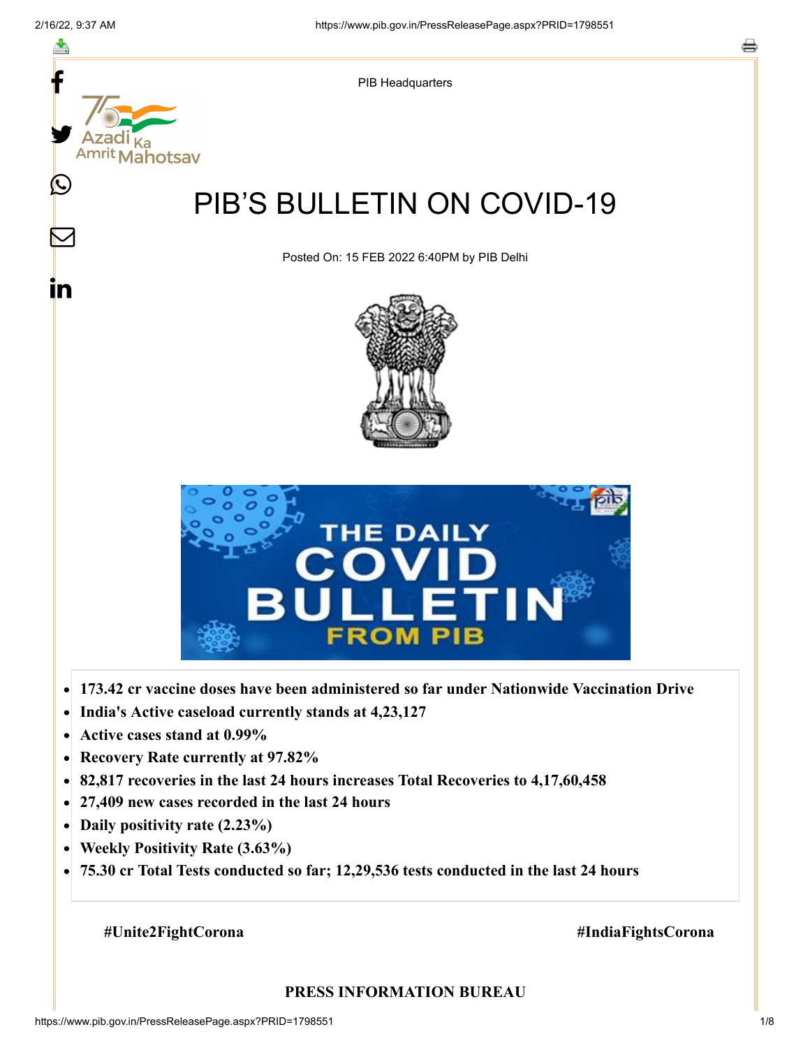PIB Headquarters

# PIB'S BULLETIN ON COVID-19

Posted On: 15 FEB 2022 6:40PM by PIB Delhi

- **173.42 cr vaccine doses have been administered so far under Nationwide Vaccination Drive**
- **India's Active caseload currently stands at 4,23,127**
- **Active cases stand at 0.99%**
- **Recovery Rate currently at 97.82%**
- **82,817 recoveries in the last 24 hours increases Total Recoveries to 4,17,60,458**
- **27,409 new cases recorded in the last 24 hours**
- **Daily positivity rate (2.23%)**
- **Weekly Positivity Rate (3.63%)**
- **75.30 cr Total Tests conducted so far; 12,29,536 tests conducted in the last 24 hours**

**#Unite2FightCorona** **#IndiaFightsCorona**

**PRESS INFORMATION BUREAU**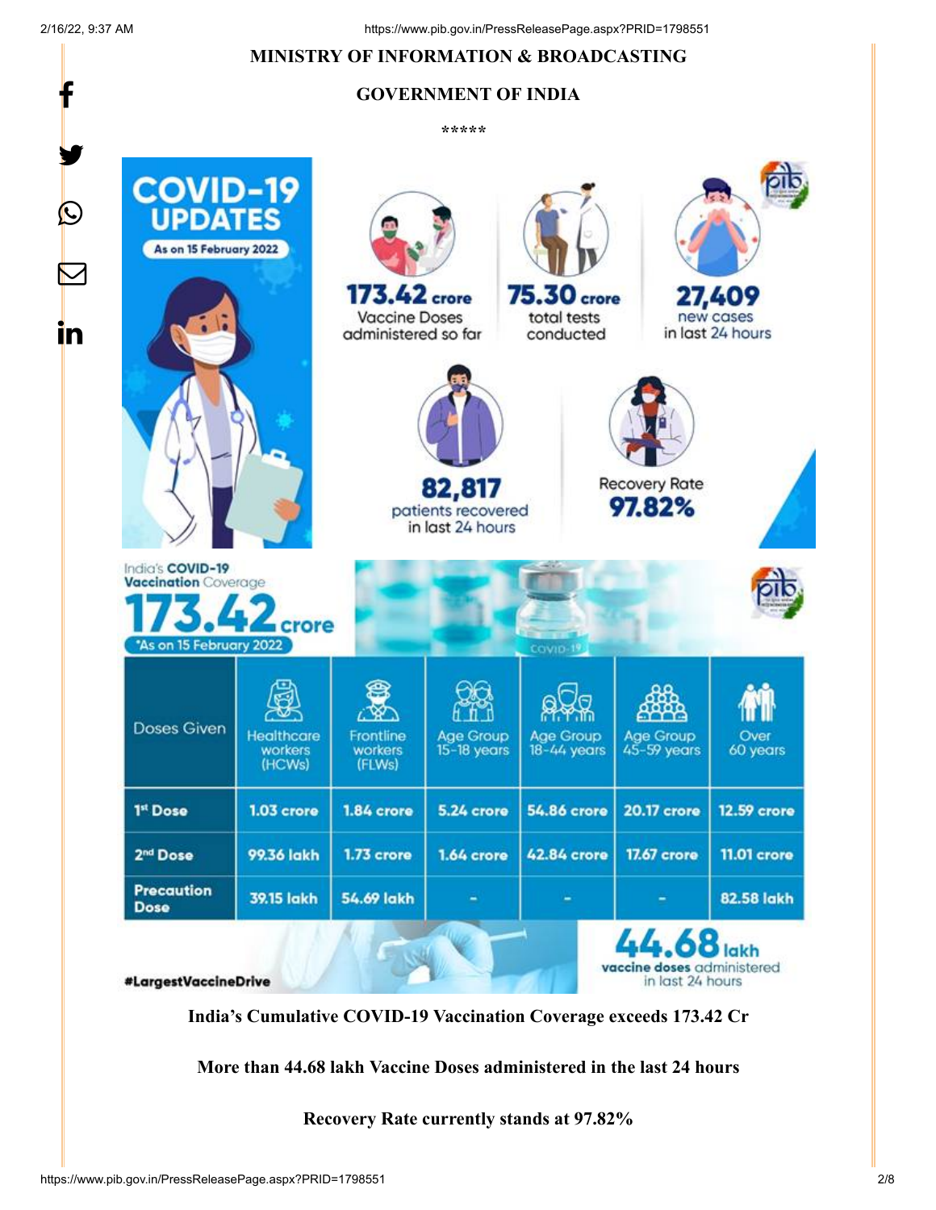**MINISTRY OF INFORMATION & BROADCASTING**

**GOVERNMENT OF INDIA**

*****

**COVID-19 UPDATES**

As on 15 February 2022

**173.42 crore** Vaccine Doses administered so far

**75.30 crore** total tests conducted

**27,409** new cases in last 24 hours

**82,817** patients recovered in last 24 hours

Recovery Rate **97.82%**

India's **COVID-19 Vaccination** Coverage

**173.42 crore**

*As on 15 February 2022

| Doses Given | Healthcare workers (HCWs) | Frontline workers (FLWs) | Age Group 15-18 years | Age Group 18-44 years | Age Group 45-59 years | Over 60 years |
|---|---|---|---|---|---|---|
| 1st Dose | 1.03 crore | 1.84 crore | 5.24 crore | 54.86 crore | 20.17 crore | 12.59 crore |
| 2nd Dose | 99.36 lakh | 1.73 crore | 1.64 crore | 42.84 crore | 17.67 crore | 11.01 crore |
| Precaution Dose | 39.15 lakh | 54.69 lakh | - | - | - | 82.58 lakh |

**44.68 lakh** vaccine doses administered in last 24 hours

#LargestVaccineDrive

**India's Cumulative COVID-19 Vaccination Coverage exceeds 173.42 Cr**

**More than 44.68 lakh Vaccine Doses administered in the last 24 hours**

**Recovery Rate currently stands at 97.82%**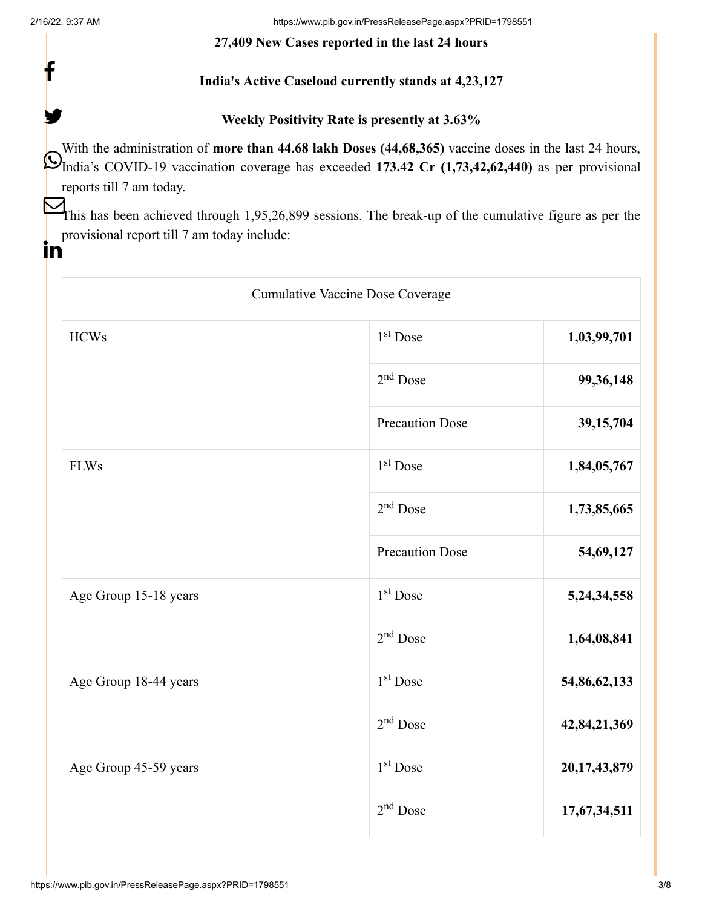**27,409 New Cases reported in the last 24 hours**

**India's Active Caseload currently stands at 4,23,127**

**Weekly Positivity Rate is presently at 3.63%**

With the administration of **more than 44.68 lakh Doses (44,68,365)** vaccine doses in the last 24 hours, India's COVID-19 vaccination coverage has exceeded **173.42 Cr (1,73,42,62,440)** as per provisional reports till 7 am today.

This has been achieved through 1,95,26,899 sessions. The break-up of the cumulative figure as per the provisional report till 7 am today include:

| Cumulative Vaccine Dose Coverage | | |
|---|---|---|
| HCWs | 1st Dose | **1,03,99,701** |
| | 2nd Dose | **99,36,148** |
| | Precaution Dose | **39,15,704** |
| FLWs | 1st Dose | **1,84,05,767** |
| | 2nd Dose | **1,73,85,665** |
| | Precaution Dose | **54,69,127** |
| Age Group 15-18 years | 1st Dose | **5,24,34,558** |
| | 2nd Dose | **1,64,08,841** |
| Age Group 18-44 years | 1st Dose | **54,86,62,133** |
| | 2nd Dose | **42,84,21,369** |
| Age Group 45-59 years | 1st Dose | **20,17,43,879** |
| | 2nd Dose | **17,67,34,511** |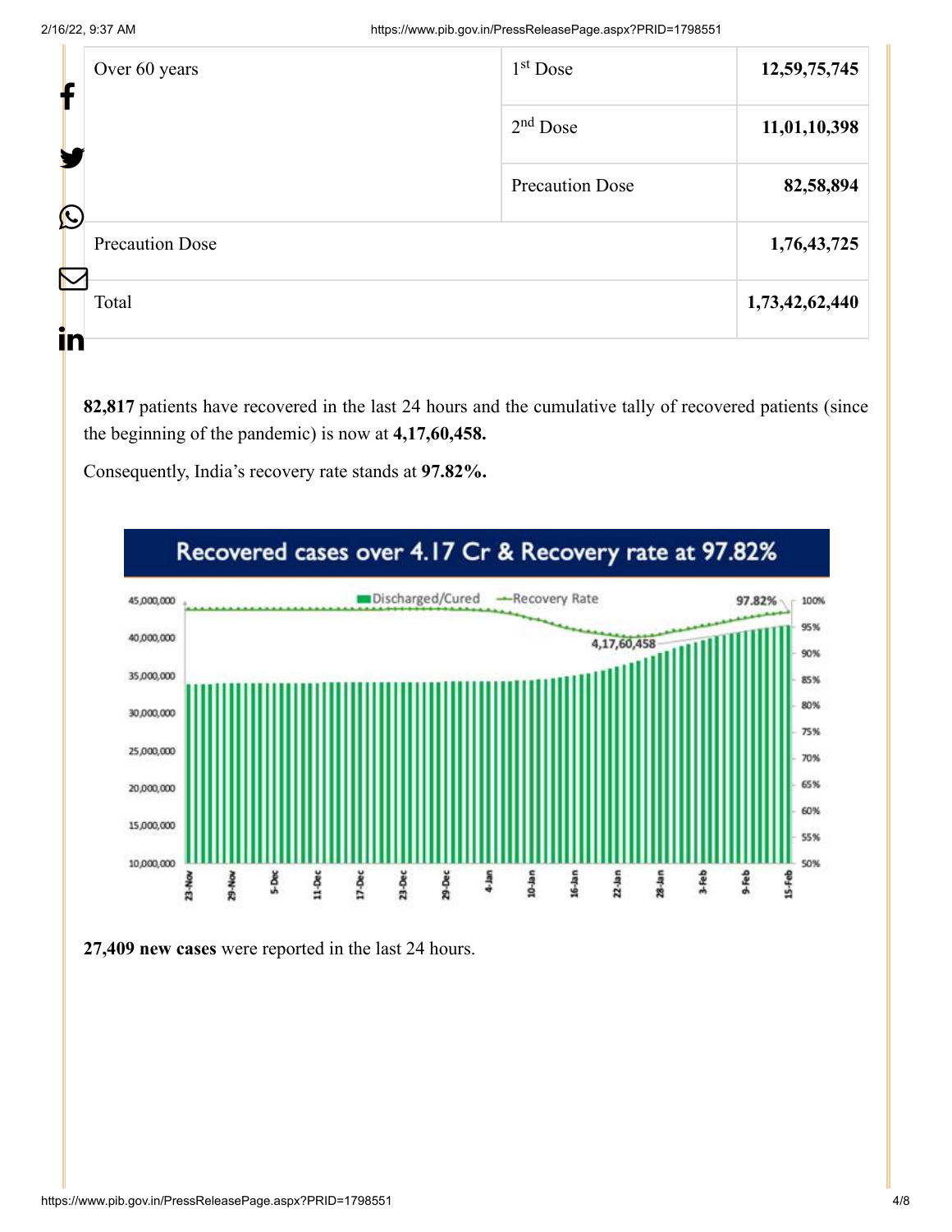| Over 60 years | 1st Dose | 12,59,75,745 |
|---|---|---|
| | 2nd Dose | 11,01,10,398 |
| | Precaution Dose | 82,58,894 |
| Precaution Dose | | 1,76,43,725 |
| Total | | 1,73,42,62,440 |

**82,817** patients have recovered in the last 24 hours and the cumulative tally of recovered patients (since the beginning of the pandemic) is now at **4,17,60,458.**

Consequently, India's recovery rate stands at **97.82%.**

**27,409 new cases** were reported in the last 24 hours.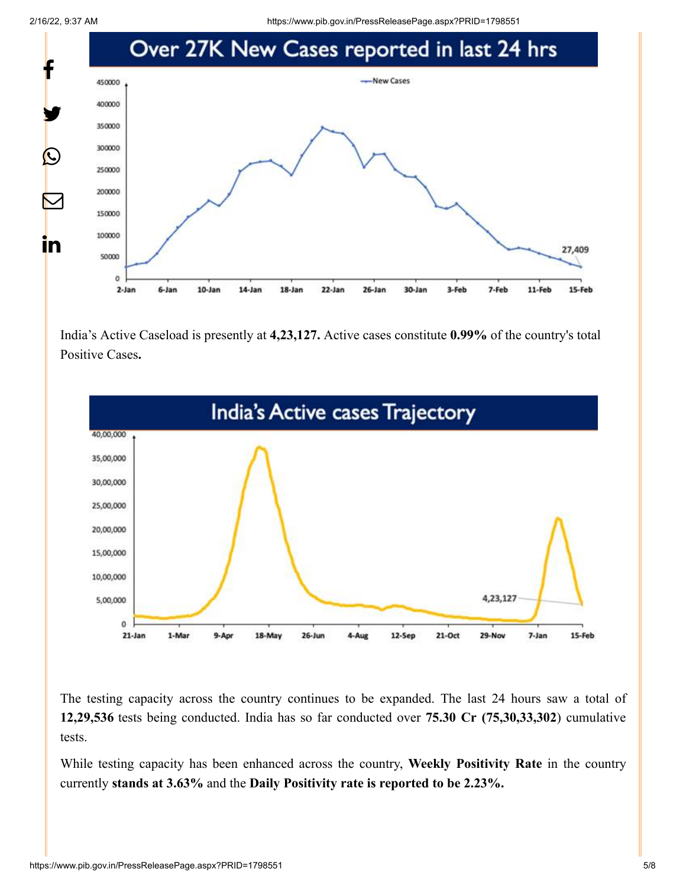## Over 27K New Cases reported in last 24 hrs

India's Active Caseload is presently at **4,23,127.** Active cases constitute **0.99%** of the country's total Positive Cases**.**

## India's Active cases Trajectory

The testing capacity across the country continues to be expanded. The last 24 hours saw a total of **12,29,536** tests being conducted. India has so far conducted over **75.30 Cr (75,30,33,302**) cumulative tests.

While testing capacity has been enhanced across the country, **Weekly Positivity Rate** in the country currently **stands at 3.63%** and the **Daily Positivity rate is reported to be 2.23%.**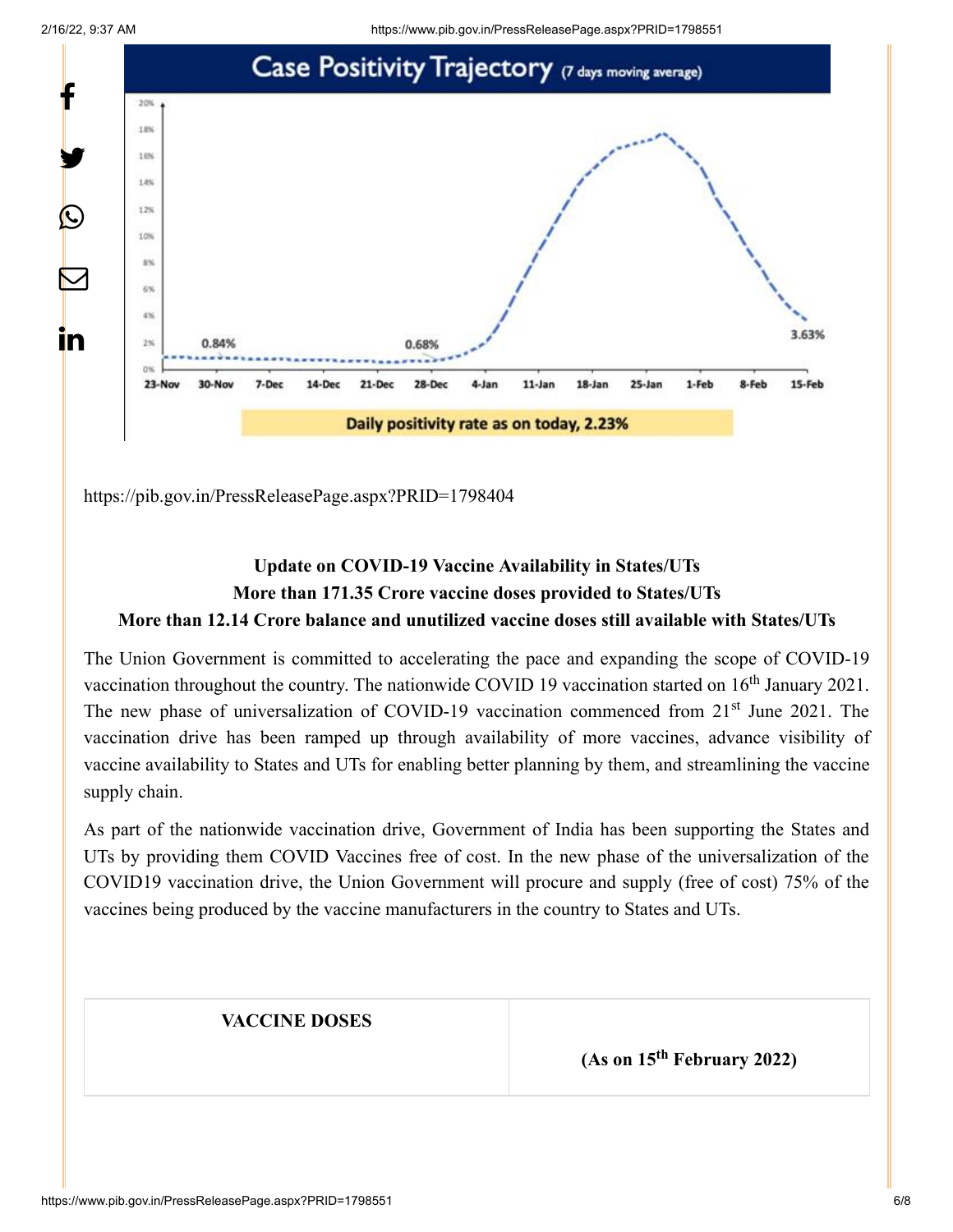## Case Positivity Trajectory (7 days moving average)

0.84% — 0.68% — 3.63%

23-Nov, 30-Nov, 7-Dec, 14-Dec, 21-Dec, 28-Dec, 4-Jan, 11-Jan, 18-Jan, 25-Jan, 1-Feb, 8-Feb, 15-Feb

**Daily positivity rate as on today, 2.23%**

https://pib.gov.in/PressReleasePage.aspx?PRID=1798404

**Update on COVID-19 Vaccine Availability in States/UTs**

**More than 171.35 Crore vaccine doses provided to States/UTs**

**More than 12.14 Crore balance and unutilized vaccine doses still available with States/UTs**

The Union Government is committed to accelerating the pace and expanding the scope of COVID-19 vaccination throughout the country. The nationwide COVID 19 vaccination started on 16th January 2021. The new phase of universalization of COVID-19 vaccination commenced from 21st June 2021. The vaccination drive has been ramped up through availability of more vaccines, advance visibility of vaccine availability to States and UTs for enabling better planning by them, and streamlining the vaccine supply chain.

As part of the nationwide vaccination drive, Government of India has been supporting the States and UTs by providing them COVID Vaccines free of cost. In the new phase of the universalization of the COVID19 vaccination drive, the Union Government will procure and supply (free of cost) 75% of the vaccines being produced by the vaccine manufacturers in the country to States and UTs.

| VACCINE DOSES | (As on 15th February 2022) |
|---|---|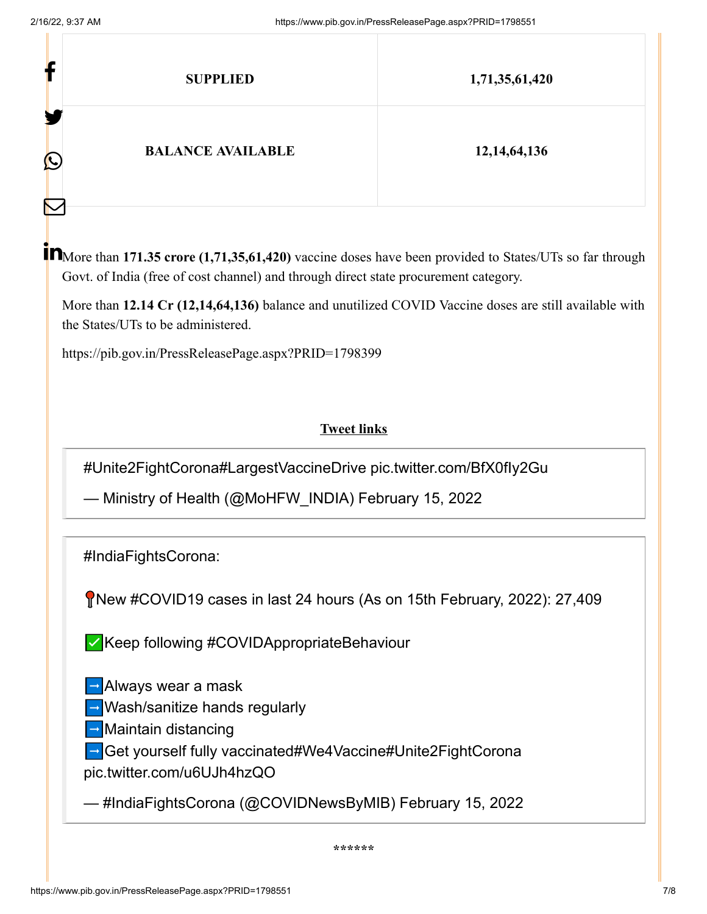| SUPPLIED | 1,71,35,61,420 |
|---|---|
| BALANCE AVAILABLE | 12,14,64,136 |

More than **171.35 crore (1,71,35,61,420)** vaccine doses have been provided to States/UTs so far through Govt. of India (free of cost channel) and through direct state procurement category.

More than **12.14 Cr (12,14,64,136)** balance and unutilized COVID Vaccine doses are still available with the States/UTs to be administered.

https://pib.gov.in/PressReleasePage.aspx?PRID=1798399

**Tweet links**

> #Unite2FightCorona#LargestVaccineDrive pic.twitter.com/BfX0fIy2Gu
>
> — Ministry of Health (@MoHFW_INDIA) February 15, 2022

> #IndiaFightsCorona:
>
> 📍New #COVID19 cases in last 24 hours (As on 15th February, 2022): 27,409
>
> ✅Keep following #COVIDAppropriateBehaviour
>
> ➡️Always wear a mask
> ➡️Wash/sanitize hands regularly
> ➡️Maintain distancing
> ➡️Get yourself fully vaccinated#We4Vaccine#Unite2FightCorona pic.twitter.com/u6UJh4hzQO
>
> — #IndiaFightsCorona (@COVIDNewsByMIB) February 15, 2022

******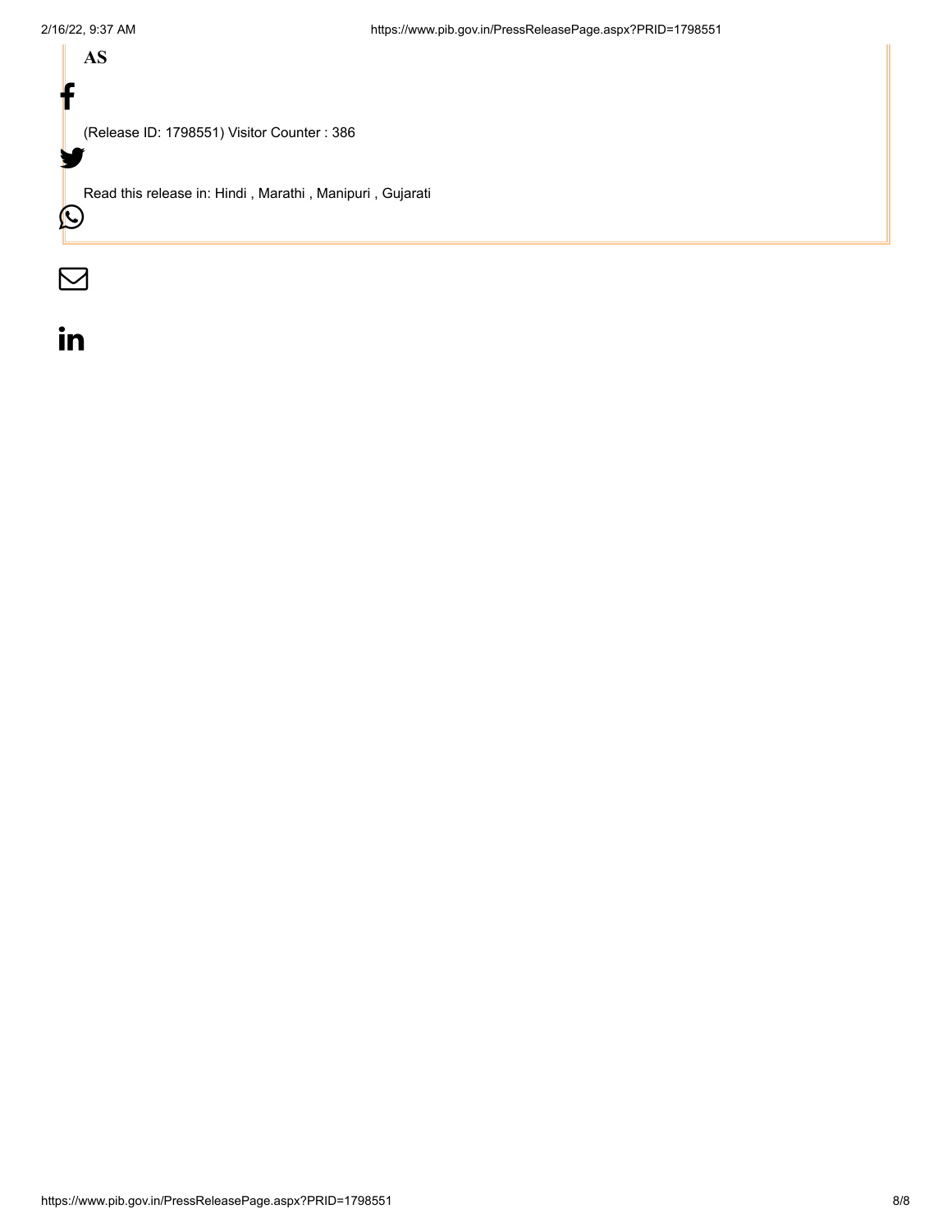**AS**

(Release ID: 1798551) Visitor Counter : 386

Read this release in: Hindi , Marathi , Manipuri , Gujarati